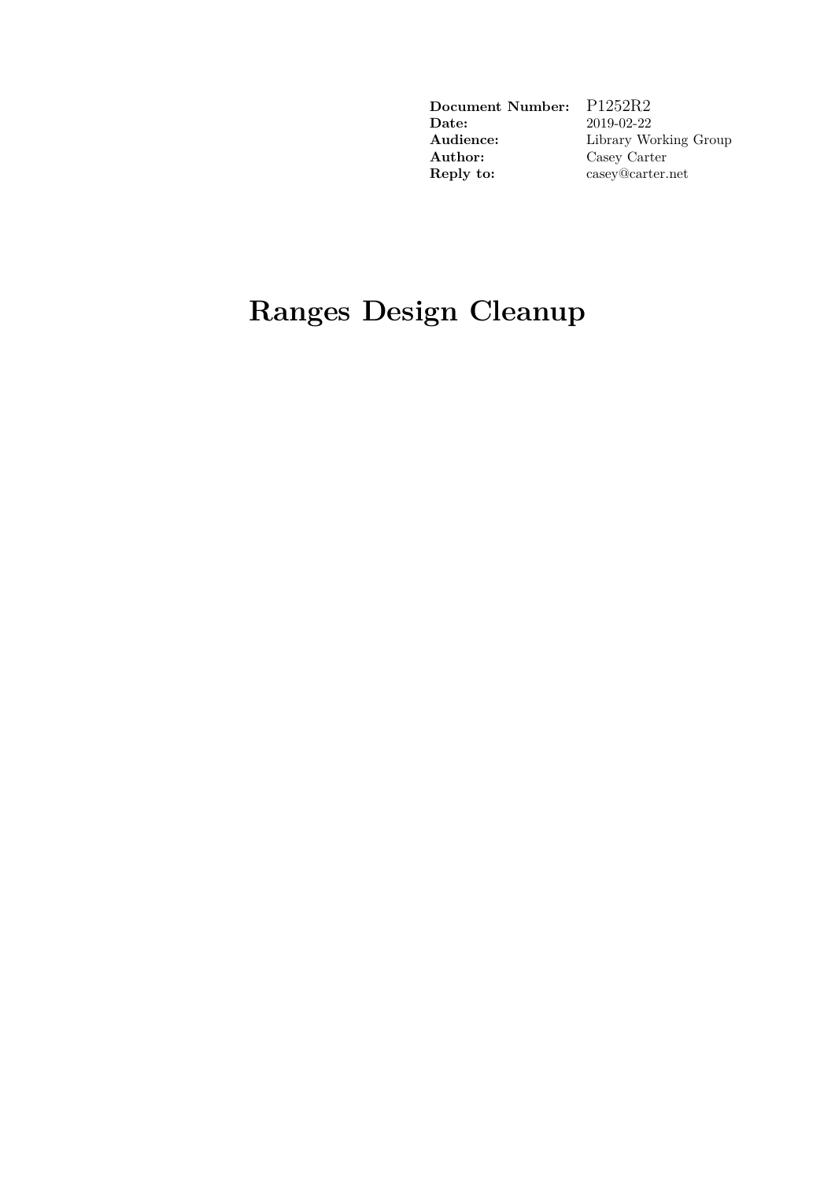| | |
|---|---|
| **Document Number:** | P1252R2 |
| **Date:** | 2019-02-22 |
| **Audience:** | Library Working Group |
| **Author:** | Casey Carter |
| **Reply to:** | casey@carter.net |

# Ranges Design Cleanup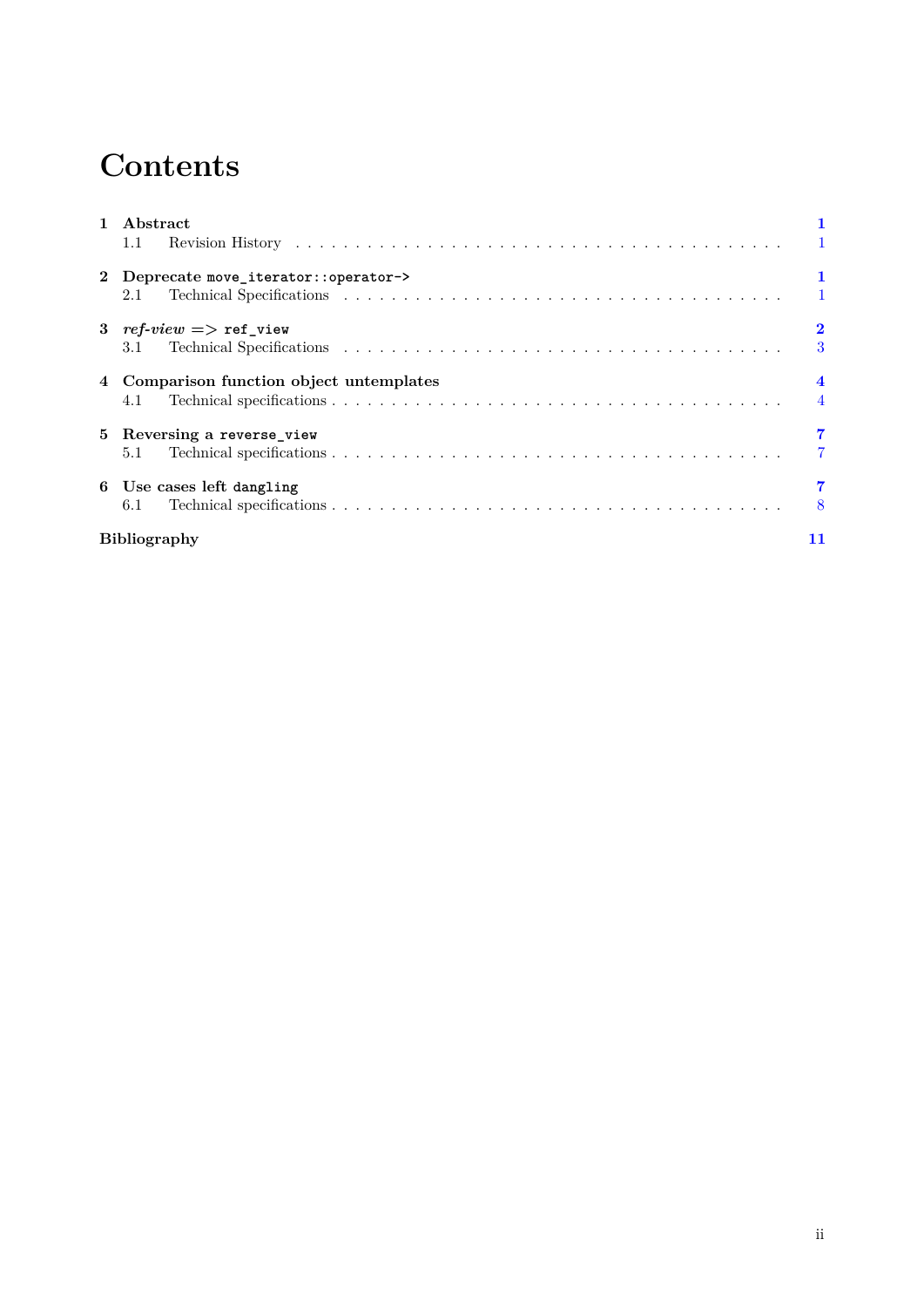# Contents

**1 Abstract** **1**
- 1.1 Revision History . . . . . . . . . . . . . . . . . . . . . . . . . . . . . . . . . . . . . . . . 1

**2 Deprecate `move_iterator::operator->`** **1**
- 2.1 Technical Specifications . . . . . . . . . . . . . . . . . . . . . . . . . . . . . . . . . . . 1

**3 *ref-view* => `ref_view`** **2**
- 3.1 Technical Specifications . . . . . . . . . . . . . . . . . . . . . . . . . . . . . . . . . . . 3

**4 Comparison function object untemplates** **4**
- 4.1 Technical specifications . . . . . . . . . . . . . . . . . . . . . . . . . . . . . . . . . . . 4

**5 Reversing a `reverse_view`** **7**
- 5.1 Technical specifications . . . . . . . . . . . . . . . . . . . . . . . . . . . . . . . . . . . 7

**6 Use cases left `dangling`** **7**
- 6.1 Technical specifications . . . . . . . . . . . . . . . . . . . . . . . . . . . . . . . . . . . 8

**Bibliography** **11**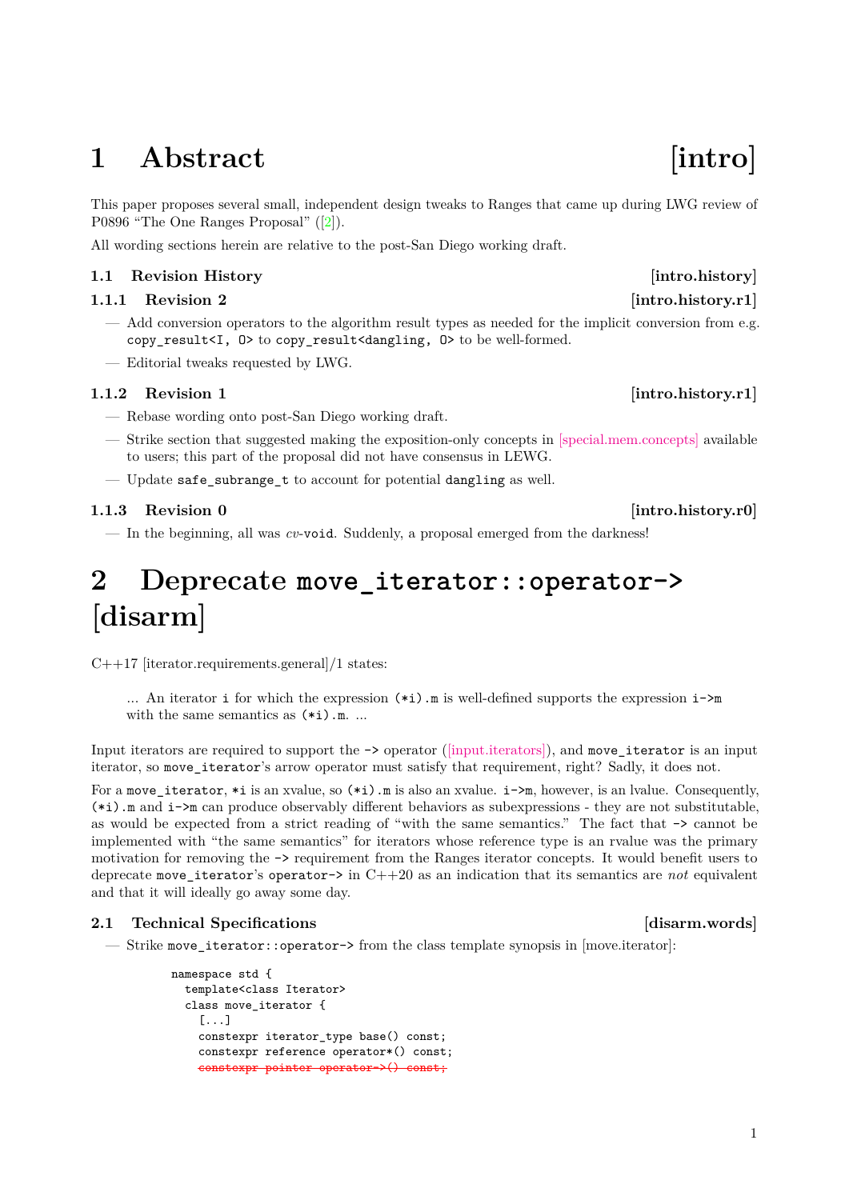# 1 Abstract [intro]

This paper proposes several small, independent design tweaks to Ranges that came up during LWG review of P0896 "The One Ranges Proposal" ([2]).

All wording sections herein are relative to the post-San Diego working draft.

## 1.1 Revision History [intro.history]

### 1.1.1 Revision 2 [intro.history.r1]

- Add conversion operators to the algorithm result types as needed for the implicit conversion from e.g. `copy_result<I, O>` to `copy_result<dangling, O>` to be well-formed.
- Editorial tweaks requested by LWG.

### 1.1.2 Revision 1 [intro.history.r1]

- Rebase wording onto post-San Diego working draft.
- Strike section that suggested making the exposition-only concepts in [special.mem.concepts] available to users; this part of the proposal did not have consensus in LEWG.
- Update `safe_subrange_t` to account for potential `dangling` as well.

### 1.1.3 Revision 0 [intro.history.r0]

- In the beginning, all was *cv*-`void`. Suddenly, a proposal emerged from the darkness!

# 2 Deprecate `move_iterator::operator->` [disarm]

C++17 [iterator.requirements.general]/1 states:

> ... An iterator `i` for which the expression `(*i).m` is well-defined supports the expression `i->m` with the same semantics as `(*i).m`. ...

Input iterators are required to support the `->` operator ([input.iterators]), and `move_iterator` is an input iterator, so `move_iterator`'s arrow operator must satisfy that requirement, right? Sadly, it does not.

For a `move_iterator`, `*i` is an xvalue, so `(*i).m` is also an xvalue. `i->m`, however, is an lvalue. Consequently, `(*i).m` and `i->m` can produce observably different behaviors as subexpressions - they are not substitutable, as would be expected from a strict reading of "with the same semantics." The fact that `->` cannot be implemented with "the same semantics" for iterators whose reference type is an rvalue was the primary motivation for removing the `->` requirement from the Ranges iterator concepts. It would benefit users to deprecate `move_iterator`'s `operator->` in C++20 as an indication that its semantics are *not* equivalent and that it will ideally go away some day.

## 2.1 Technical Specifications [disarm.words]

- Strike `move_iterator::operator->` from the class template synopsis in [move.iterator]:

```
namespace std {
  template<class Iterator>
  class move_iterator {
    [...]
    constexpr iterator_type base() const;
    constexpr reference operator*() const;
    constexpr pointer operator->() const;
```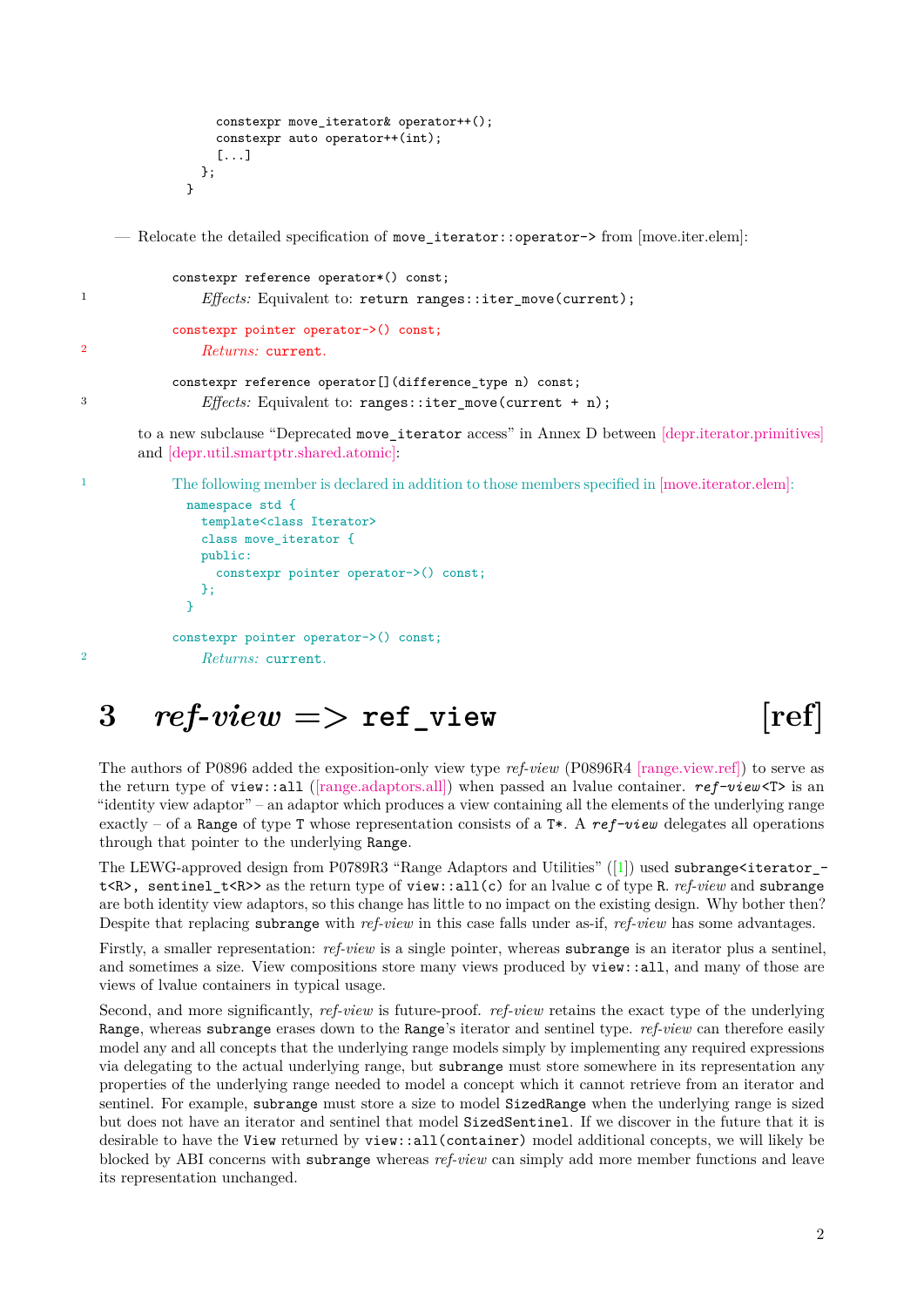```
    constexpr move_iterator& operator++();
    constexpr auto operator++(int);
    [...]
  };
}
```

— Relocate the detailed specification of `move_iterator::operator->` from [move.iter.elem]:

```
constexpr reference operator*() const;
```

1 *Effects:* Equivalent to: `return ranges::iter_move(current);`

```
constexpr pointer operator->() const;
```

2 *Returns:* `current`.

```
constexpr reference operator[](difference_type n) const;
```

3 *Effects:* Equivalent to: `ranges::iter_move(current + n);`

to a new subclause "Deprecated `move_iterator` access" in Annex D between [depr.iterator.primitives] and [depr.util.smartptr.shared.atomic]:

1 The following member is declared in addition to those members specified in [move.iterator.elem]:

```
namespace std {
  template<class Iterator>
  class move_iterator {
  public:
    constexpr pointer operator->() const;
  };
}
```

```
constexpr pointer operator->() const;
```

2 *Returns:* `current`.

# 3 *ref-view* => `ref_view` [ref]

The authors of P0896 added the exposition-only view type *ref-view* (P0896R4 [range.view.ref]) to serve as the return type of `view::all` ([range.adaptors.all]) when passed an lvalue container. *`ref-view`*`<T>` is an "identity view adaptor" – an adaptor which produces a view containing all the elements of the underlying range exactly – of a `Range` of type `T` whose representation consists of a `T*`. A *`ref-view`* delegates all operations through that pointer to the underlying `Range`.

The LEWG-approved design from P0789R3 "Range Adaptors and Utilities" ([1]) used `subrange<iterator_t<R>, sentinel_t<R>>` as the return type of `view::all(c)` for an lvalue `c` of type `R`. *ref-view* and `subrange` are both identity view adaptors, so this change has little to no impact on the existing design. Why bother then? Despite that replacing `subrange` with *ref-view* in this case falls under as-if, *ref-view* has some advantages.

Firstly, a smaller representation: *ref-view* is a single pointer, whereas `subrange` is an iterator plus a sentinel, and sometimes a size. View compositions store many views produced by `view::all`, and many of those are views of lvalue containers in typical usage.

Second, and more significantly, *ref-view* is future-proof. *ref-view* retains the exact type of the underlying `Range`, whereas `subrange` erases down to the `Range`'s iterator and sentinel type. *ref-view* can therefore easily model any and all concepts that the underlying range models simply by implementing any required expressions via delegating to the actual underlying range, but `subrange` must store somewhere in its representation any properties of the underlying range needed to model a concept which it cannot retrieve from an iterator and sentinel. For example, `subrange` must store a size to model `SizedRange` when the underlying range is sized but does not have an iterator and sentinel that model `SizedSentinel`. If we discover in the future that it is desirable to have the `View` returned by `view::all(container)` model additional concepts, we will likely be blocked by ABI concerns with `subrange` whereas *ref-view* can simply add more member functions and leave its representation unchanged.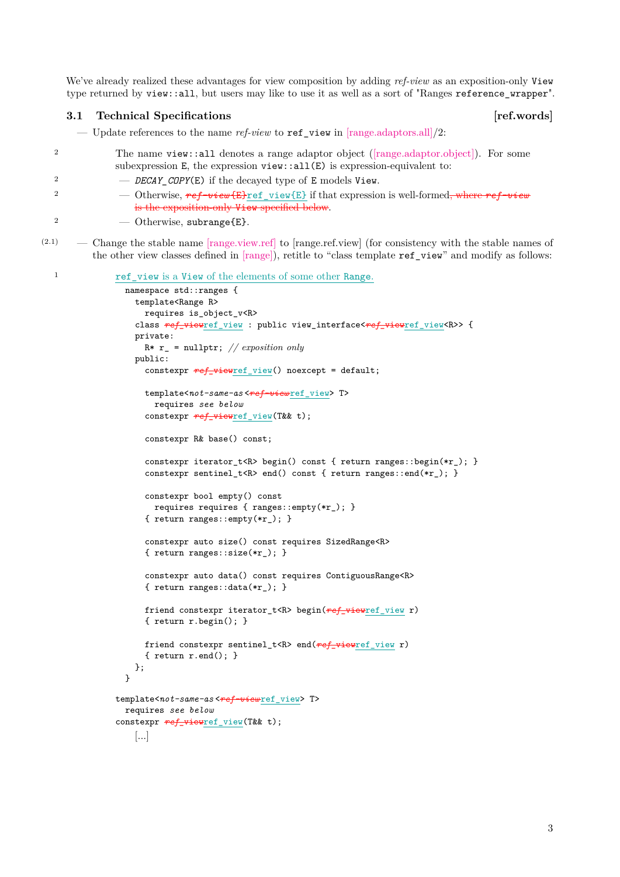We've already realized these advantages for view composition by adding *ref-view* as an exposition-only `View` type returned by `view::all`, but users may like to use it as well as a sort of "Ranges `reference_wrapper`".

### 3.1 Technical Specifications [ref.words]

— Update references to the name *ref-view* to `ref_view` in [range.adaptors.all]/2:

2 The name `view::all` denotes a range adaptor object ([range.adaptor.object]). For some subexpression `E`, the expression `view::all(E)` is expression-equivalent to:

— *DECAY_COPY*(`E`) if the decayed type of `E` models `View`.

— Otherwise, ~~*ref-view*{E}~~`ref_view{E}` if that expression is well-formed~~, where *ref-view* is the exposition-only `View` specified below~~.

— Otherwise, `subrange{E}`.

(2.1) — Change the stable name [range.view.ref] to [range.ref.view] (for consistency with the stable names of the other view classes defined in [range]), retitle to "class template `ref_view`" and modify as follows:

1 `ref_view` is a `View` of the elements of some other `Range`.

```
namespace std::ranges {
  template<Range R>
    requires is_object_v<R>
  class ref-viewref_view : public view_interface<ref-viewref_view<R>> {
  private:
    R* r_ = nullptr; // exposition only
  public:
    constexpr ref-viewref_view() noexcept = default;

    template<not-same-as<ref-viewref_view> T>
      requires see below
    constexpr ref-viewref_view(T&& t);

    constexpr R& base() const;

    constexpr iterator_t<R> begin() const { return ranges::begin(*r_); }
    constexpr sentinel_t<R> end() const { return ranges::end(*r_); }

    constexpr bool empty() const
      requires requires { ranges::empty(*r_); }
    { return ranges::empty(*r_); }

    constexpr auto size() const requires SizedRange<R>
    { return ranges::size(*r_); }

    constexpr auto data() const requires ContiguousRange<R>
    { return ranges::data(*r_); }

    friend constexpr iterator_t<R> begin(ref-viewref_view r)
    { return r.begin(); }

    friend constexpr sentinel_t<R> end(ref-viewref_view r)
    { return r.end(); }
  };
}
```

```
template<not-same-as<ref-viewref_view> T>
  requires see below
constexpr ref-viewref_view(T&& t);
```

[...]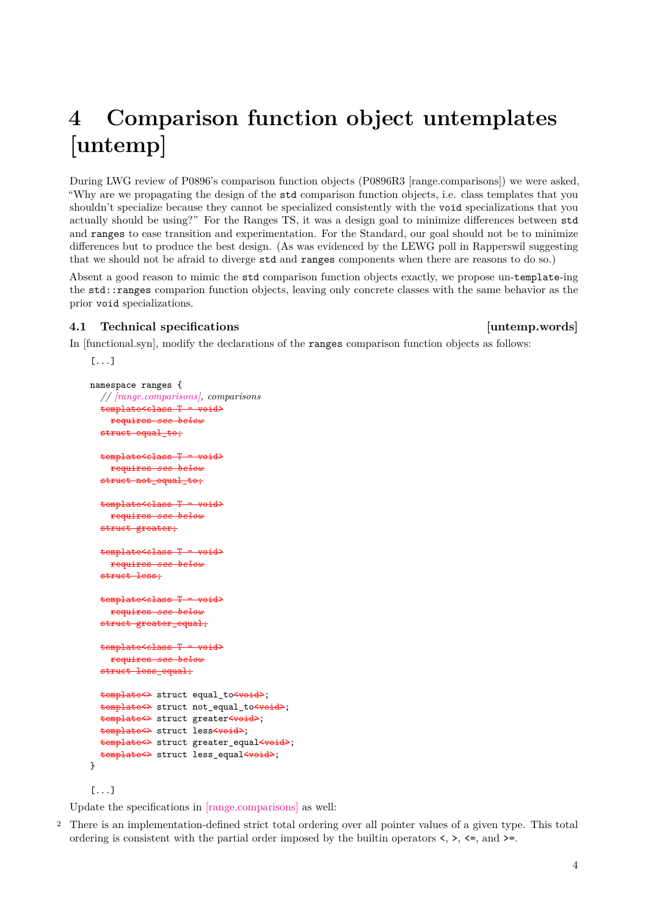# 4 Comparison function object untemplates [untemp]

During LWG review of P0896's comparison function objects (P0896R3 [range.comparisons]) we were asked, "Why are we propagating the design of the `std` comparison function objects, i.e. class templates that you shouldn't specialize because they cannot be specialized consistently with the `void` specializations that you actually should be using?" For the Ranges TS, it was a design goal to minimize differences between `std` and `ranges` to ease transition and experimentation. For the Standard, our goal should not be to minimize differences but to produce the best design. (As was evidenced by the LEWG poll in Rapperswil suggesting that we should not be afraid to diverge `std` and `ranges` components when there are reasons to do so.)

Absent a good reason to mimic the `std` comparison function objects exactly, we propose un-`template`-ing the `std::ranges` comparion function objects, leaving only concrete classes with the same behavior as the prior `void` specializations.

## 4.1 Technical specifications [untemp.words]

In [functional.syn], modify the declarations of the `ranges` comparison function objects as follows:

```
[...]

namespace ranges {
  // [range.comparisons], comparisons
  ~~template<class T = void>~~
    ~~requires see below~~
  ~~struct equal_to;~~

  ~~template<class T = void>~~
    ~~requires see below~~
  ~~struct not_equal_to;~~

  ~~template<class T = void>~~
    ~~requires see below~~
  ~~struct greater;~~

  ~~template<class T = void>~~
    ~~requires see below~~
  ~~struct less;~~

  ~~template<class T = void>~~
    ~~requires see below~~
  ~~struct greater_equal;~~

  ~~template<class T = void>~~
    ~~requires see below~~
  ~~struct less_equal;~~

  ~~template<>~~ struct equal_to~~<void>~~;
  ~~template<>~~ struct not_equal_to~~<void>~~;
  ~~template<>~~ struct greater~~<void>~~;
  ~~template<>~~ struct less~~<void>~~;
  ~~template<>~~ struct greater_equal~~<void>~~;
  ~~template<>~~ struct less_equal~~<void>~~;
}

[...]
```

Update the specifications in [range.comparisons] as well:

[2] There is an implementation-defined strict total ordering over all pointer values of a given type. This total ordering is consistent with the partial order imposed by the builtin operators `<`, `>`, `<=`, and `>=`.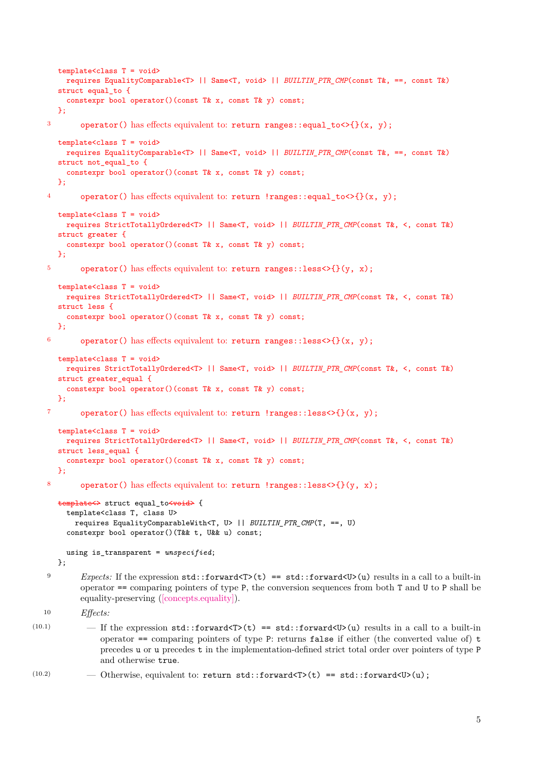```
template<class T = void>
  requires EqualityComparable<T> || Same<T, void> || BUILTIN_PTR_CMP(const T&, ==, const T&)
struct equal_to {
  constexpr bool operator()(const T& x, const T& y) const;
};
```

3 `operator()` has effects equivalent to: `return ranges::equal_to<>{}(x, y);`

```
template<class T = void>
  requires EqualityComparable<T> || Same<T, void> || BUILTIN_PTR_CMP(const T&, ==, const T&)
struct not_equal_to {
  constexpr bool operator()(const T& x, const T& y) const;
};
```

4 `operator()` has effects equivalent to: `return !ranges::equal_to<>{}(x, y);`

```
template<class T = void>
  requires StrictTotallyOrdered<T> || Same<T, void> || BUILTIN_PTR_CMP(const T&, <, const T&)
struct greater {
  constexpr bool operator()(const T& x, const T& y) const;
};
```

5 `operator()` has effects equivalent to: `return ranges::less<>{}(y, x);`

```
template<class T = void>
  requires StrictTotallyOrdered<T> || Same<T, void> || BUILTIN_PTR_CMP(const T&, <, const T&)
struct less {
  constexpr bool operator()(const T& x, const T& y) const;
};
```

6 `operator()` has effects equivalent to: `return ranges::less<>{}(x, y);`

```
template<class T = void>
  requires StrictTotallyOrdered<T> || Same<T, void> || BUILTIN_PTR_CMP(const T&, <, const T&)
struct greater_equal {
  constexpr bool operator()(const T& x, const T& y) const;
};
```

7 `operator()` has effects equivalent to: `return !ranges::less<>{}(x, y);`

```
template<class T = void>
  requires StrictTotallyOrdered<T> || Same<T, void> || BUILTIN_PTR_CMP(const T&, <, const T&)
struct less_equal {
  constexpr bool operator()(const T& x, const T& y) const;
};
```

8 `operator()` has effects equivalent to: `return !ranges::less<>{}(y, x);`

```
template<> struct equal_to<void> {
  template<class T, class U>
    requires EqualityComparableWith<T, U> || BUILTIN_PTR_CMP(T, ==, U)
  constexpr bool operator()(T&& t, U&& u) const;

  using is_transparent = unspecified;
};
```

9 *Expects:* If the expression `std::forward<T>(t) == std::forward<U>(u)` results in a call to a built-in operator `==` comparing pointers of type `P`, the conversion sequences from both `T` and `U` to `P` shall be equality-preserving ([concepts.equality]).

10 *Effects:*

(10.1) — If the expression `std::forward<T>(t) == std::forward<U>(u)` results in a call to a built-in operator `==` comparing pointers of type `P`: returns `false` if either (the converted value of) `t` precedes `u` or `u` precedes `t` in the implementation-defined strict total order over pointers of type `P` and otherwise `true`.

(10.2) — Otherwise, equivalent to: `return std::forward<T>(t) == std::forward<U>(u);`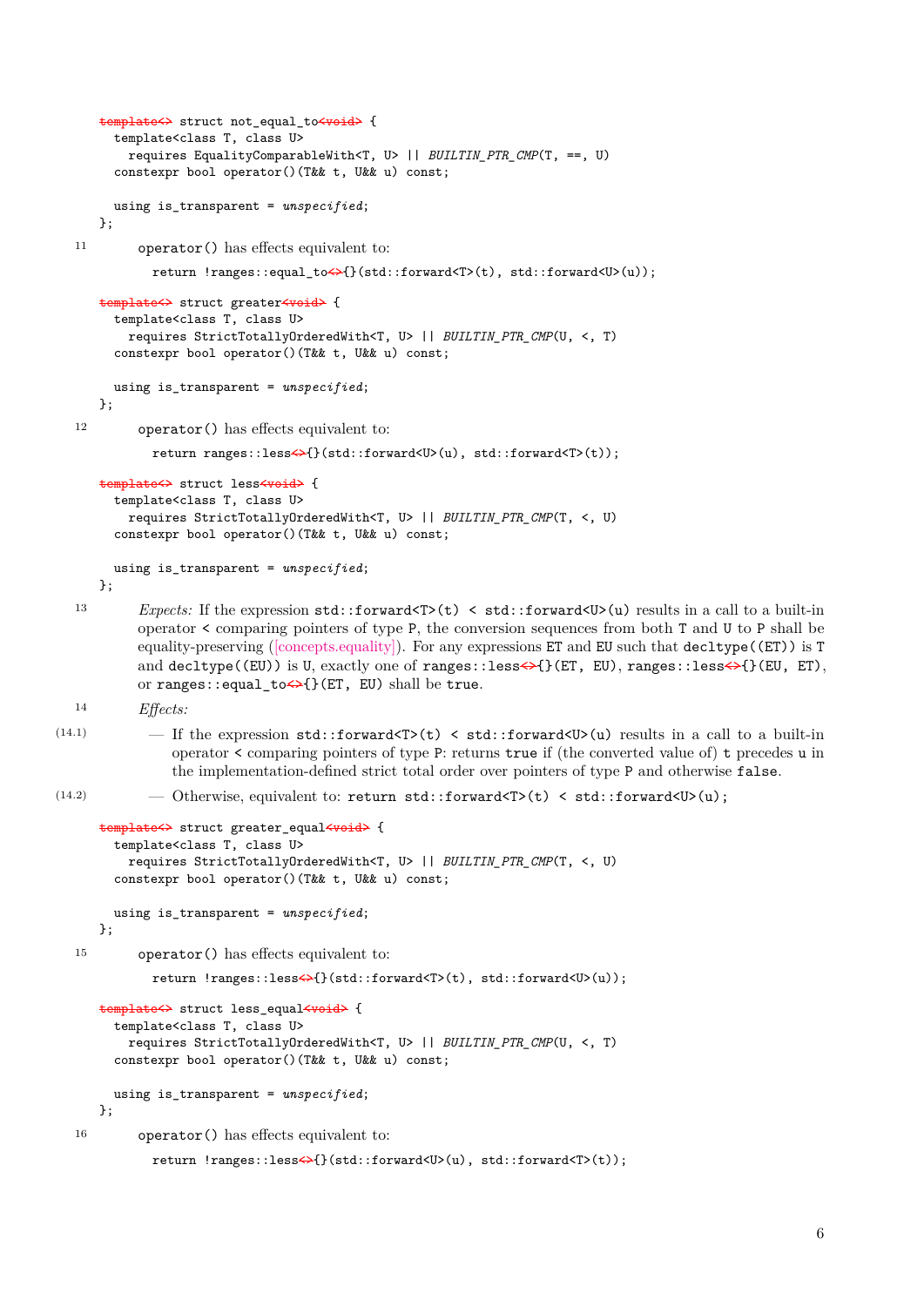```
template<> struct not_equal_to<void> {
  template<class T, class U>
    requires EqualityComparableWith<T, U> || BUILTIN_PTR_CMP(T, ==, U)
  constexpr bool operator()(T&& t, U&& u) const;

  using is_transparent = unspecified;
};
```

11 operator() has effects equivalent to:

```
return !ranges::equal_to<>{}(std::forward<T>(t), std::forward<U>(u));
```

```
template<> struct greater<void> {
  template<class T, class U>
    requires StrictTotallyOrderedWith<T, U> || BUILTIN_PTR_CMP(U, <, T)
  constexpr bool operator()(T&& t, U&& u) const;

  using is_transparent = unspecified;
};
```

12 operator() has effects equivalent to:

```
return ranges::less<>{}(std::forward<U>(u), std::forward<T>(t));
```

```
template<> struct less<void> {
  template<class T, class U>
    requires StrictTotallyOrderedWith<T, U> || BUILTIN_PTR_CMP(T, <, U)
  constexpr bool operator()(T&& t, U&& u) const;

  using is_transparent = unspecified;
};
```

13 *Expects:* If the expression `std::forward<T>(t) < std::forward<U>(u)` results in a call to a built-in operator `<` comparing pointers of type `P`, the conversion sequences from both `T` and `U` to `P` shall be equality-preserving ([concepts.equality]). For any expressions `ET` and `EU` such that `decltype((ET))` is `T` and `decltype((EU))` is `U`, exactly one of `ranges::less<>{}(ET, EU)`, `ranges::less<>{}(EU, ET)`, or `ranges::equal_to<>{}(ET, EU)` shall be `true`.

14 *Effects:*

- (14.1) — If the expression `std::forward<T>(t) < std::forward<U>(u)` results in a call to a built-in operator `<` comparing pointers of type `P`: returns `true` if (the converted value of) `t` precedes `u` in the implementation-defined strict total order over pointers of type `P` and otherwise `false`.
- (14.2) — Otherwise, equivalent to: `return std::forward<T>(t) < std::forward<U>(u);`

```
template<> struct greater_equal<void> {
  template<class T, class U>
    requires StrictTotallyOrderedWith<T, U> || BUILTIN_PTR_CMP(T, <, U)
  constexpr bool operator()(T&& t, U&& u) const;

  using is_transparent = unspecified;
};
```

15 operator() has effects equivalent to:

```
return !ranges::less<>{}(std::forward<T>(t), std::forward<U>(u));
```

```
template<> struct less_equal<void> {
  template<class T, class U>
    requires StrictTotallyOrderedWith<T, U> || BUILTIN_PTR_CMP(U, <, T)
  constexpr bool operator()(T&& t, U&& u) const;

  using is_transparent = unspecified;
};
```

16 operator() has effects equivalent to:

```
return !ranges::less<>{}(std::forward<U>(u), std::forward<T>(t));
```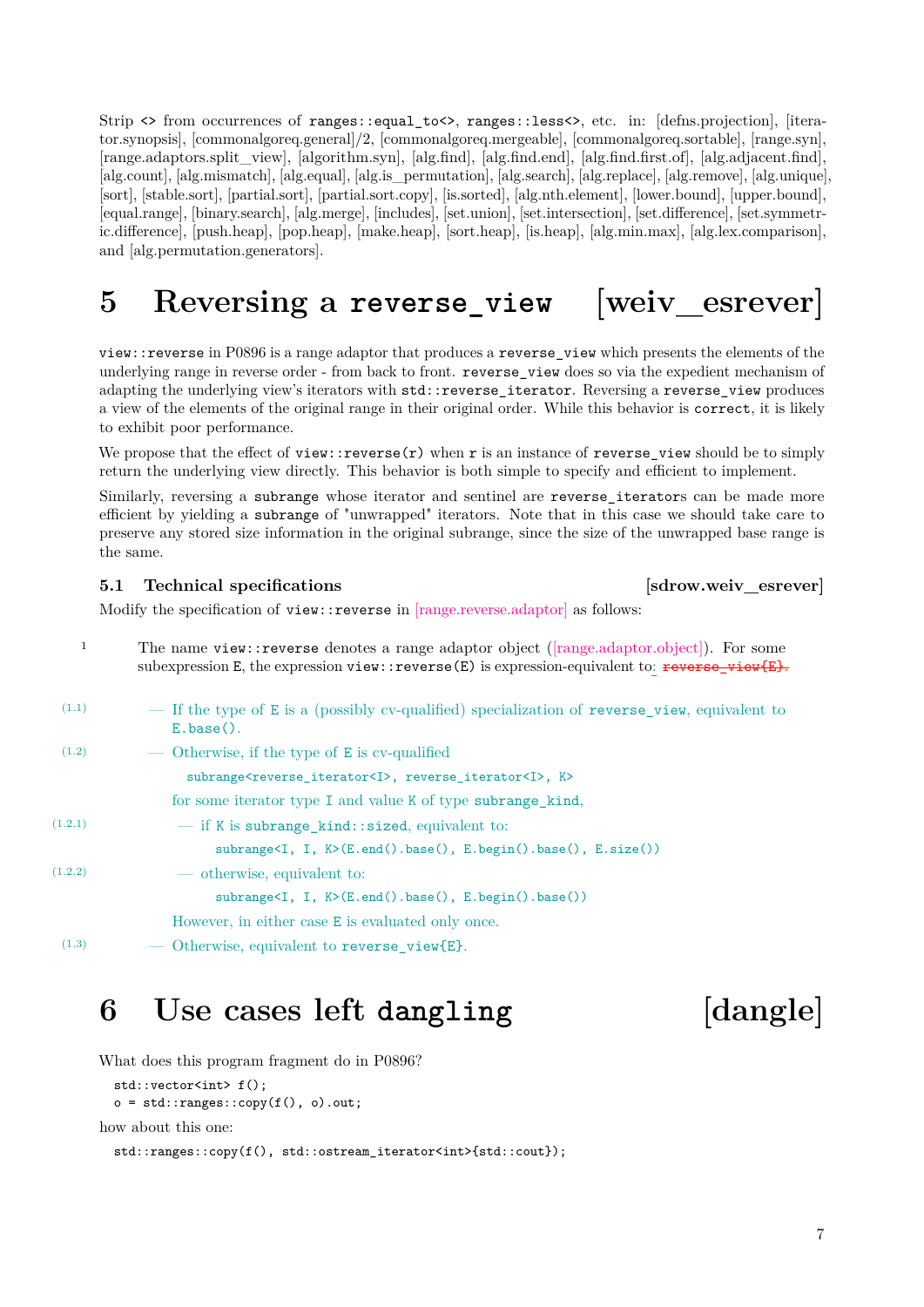Strip `<>` from occurrences of `ranges::equal_to<>`, `ranges::less<>`, etc. in: [defns.projection], [iterator.synopsis], [commonalgoreq.general]/2, [commonalgoreq.mergeable], [commonalgoreq.sortable], [range.syn], [range.adaptors.split_view], [algorithm.syn], [alg.find], [alg.find.end], [alg.find.first.of], [alg.adjacent.find], [alg.count], [alg.mismatch], [alg.equal], [alg.is_permutation], [alg.search], [alg.replace], [alg.remove], [alg.unique], [sort], [stable.sort], [partial.sort], [partial.sort.copy], [is.sorted], [alg.nth.element], [lower.bound], [upper.bound], [equal.range], [binary.search], [alg.merge], [includes], [set.union], [set.intersection], [set.difference], [set.symmetric.difference], [push.heap], [pop.heap], [make.heap], [sort.heap], [is.heap], [alg.min.max], [alg.lex.comparison], and [alg.permutation.generators].

# 5 Reversing a `reverse_view` [weiv_esrever]

`view::reverse` in P0896 is a range adaptor that produces a `reverse_view` which presents the elements of the underlying range in reverse order - from back to front. `reverse_view` does so via the expedient mechanism of adapting the underlying view's iterators with `std::reverse_iterator`. Reversing a `reverse_view` produces a view of the elements of the original range in their original order. While this behavior is `correct`, it is likely to exhibit poor performance.

We propose that the effect of `view::reverse(r)` when `r` is an instance of `reverse_view` should be to simply return the underlying view directly. This behavior is both simple to specify and efficient to implement.

Similarly, reversing a `subrange` whose iterator and sentinel are `reverse_iterators` can be made more efficient by yielding a `subrange` of "unwrapped" iterators. Note that in this case we should take care to preserve any stored size information in the original subrange, since the size of the unwrapped base range is the same.

## 5.1 Technical specifications [sdrow.weiv_esrever]

Modify the specification of `view::reverse` in [range.reverse.adaptor] as follows:

1 The name `view::reverse` denotes a range adaptor object ([range.adaptor.object]). For some subexpression `E`, the expression `view::reverse(E)` is expression-equivalent to: ~~`reverse_view{E}`.~~

(1.1) — If the type of `E` is a (possibly cv-qualified) specialization of `reverse_view`, equivalent to `E.base()`.

(1.2) — Otherwise, if the type of `E` is cv-qualified

```
subrange<reverse_iterator<I>, reverse_iterator<I>, K>
```

for some iterator type `I` and value `K` of type `subrange_kind`,

(1.2.1) — if `K` is `subrange_kind::sized`, equivalent to:

```
subrange<I, I, K>(E.end().base(), E.begin().base(), E.size())
```

(1.2.2) — otherwise, equivalent to:

```
subrange<I, I, K>(E.end().base(), E.begin().base())
```

However, in either case `E` is evaluated only once.

(1.3) — Otherwise, equivalent to `reverse_view{E}`.

# 6 Use cases left `dangling` [dangle]

What does this program fragment do in P0896?

```
std::vector<int> f();
o = std::ranges::copy(f(), o).out;
```

how about this one:

```
std::ranges::copy(f(), std::ostream_iterator<int>{std::cout});
```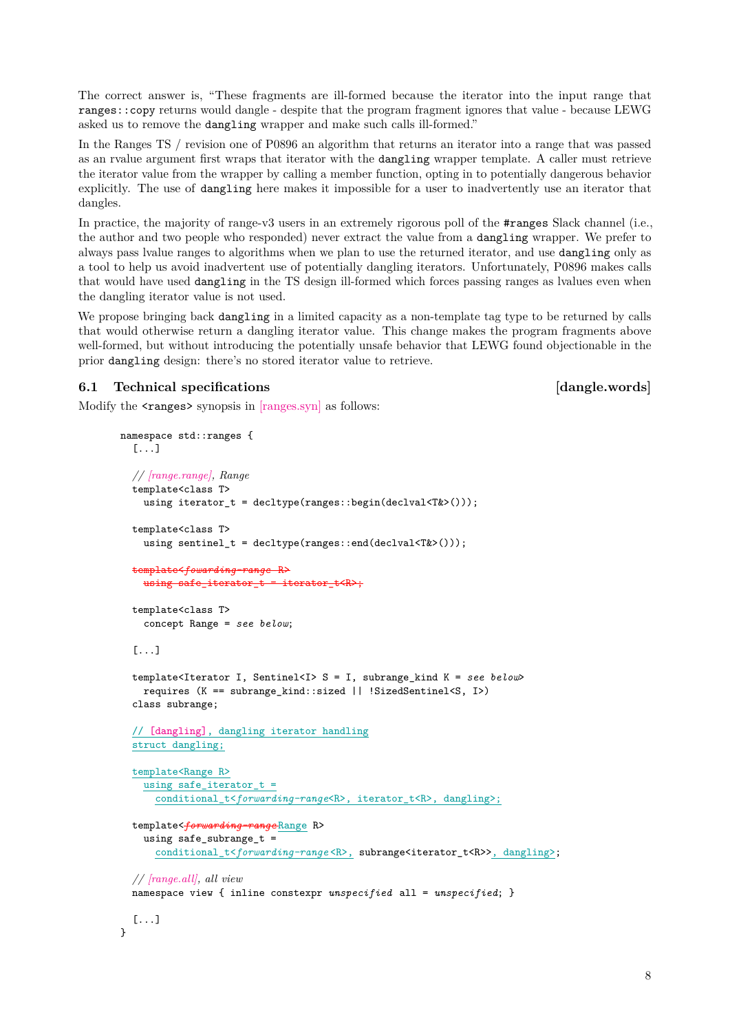The correct answer is, “These fragments are ill-formed because the iterator into the input range that `ranges::copy` returns would dangle - despite that the program fragment ignores that value - because LEWG asked us to remove the `dangling` wrapper and make such calls ill-formed.”

In the Ranges TS / revision one of P0896 an algorithm that returns an iterator into a range that was passed as an rvalue argument first wraps that iterator with the `dangling` wrapper template. A caller must retrieve the iterator value from the wrapper by calling a member function, opting in to potentially dangerous behavior explicitly. The use of `dangling` here makes it impossible for a user to inadvertently use an iterator that dangles.

In practice, the majority of range-v3 users in an extremely rigorous poll of the `#ranges` Slack channel (i.e., the author and two people who responded) never extract the value from a `dangling` wrapper. We prefer to always pass lvalue ranges to algorithms when we plan to use the returned iterator, and use `dangling` only as a tool to help us avoid inadvertent use of potentially dangling iterators. Unfortunately, P0896 makes calls that would have used `dangling` in the TS design ill-formed which forces passing ranges as lvalues even when the dangling iterator value is not used.

We propose bringing back `dangling` in a limited capacity as a non-template tag type to be returned by calls that would otherwise return a dangling iterator value. This change makes the program fragments above well-formed, but without introducing the potentially unsafe behavior that LEWG found objectionable in the prior `dangling` design: there's no stored iterator value to retrieve.

### 6.1 Technical specifications [dangle.words]

Modify the `<ranges>` synopsis in [ranges.syn] as follows:

```
namespace std::ranges {
  [...]

  // [range.range], Range
  template<class T>
    using iterator_t = decltype(ranges::begin(declval<T&>()));

  template<class T>
    using sentinel_t = decltype(ranges::end(declval<T&>()));

  template<fowarding-range R>                              (removed)
    using safe_iterator_t = iterator_t<R>;                 (removed)

  template<class T>
    concept Range = see below;

  [...]

  template<Iterator I, Sentinel<I> S = I, subrange_kind K = see below>
    requires (K == subrange_kind::sized || !SizedSentinel<S, I>)
  class subrange;

  // [dangling], dangling iterator handling               (added)
  struct dangling;                                         (added)

  template<Range R>                                        (added)
    using safe_iterator_t =                                (added)
      conditional_t<forwarding-range<R>, iterator_t<R>, dangling>;   (added)

  template<forwarding-range Range R>                       (forwarding-range removed, Range added)
    using safe_subrange_t =
      conditional_t<forwarding-range<R>, subrange<iterator_t<R>>, dangling>;   ("conditional_t<forwarding-range<R>," and ", dangling>" added)

  // [range.all], all view
  namespace view { inline constexpr unspecified all = unspecified; }

  [...]
}
```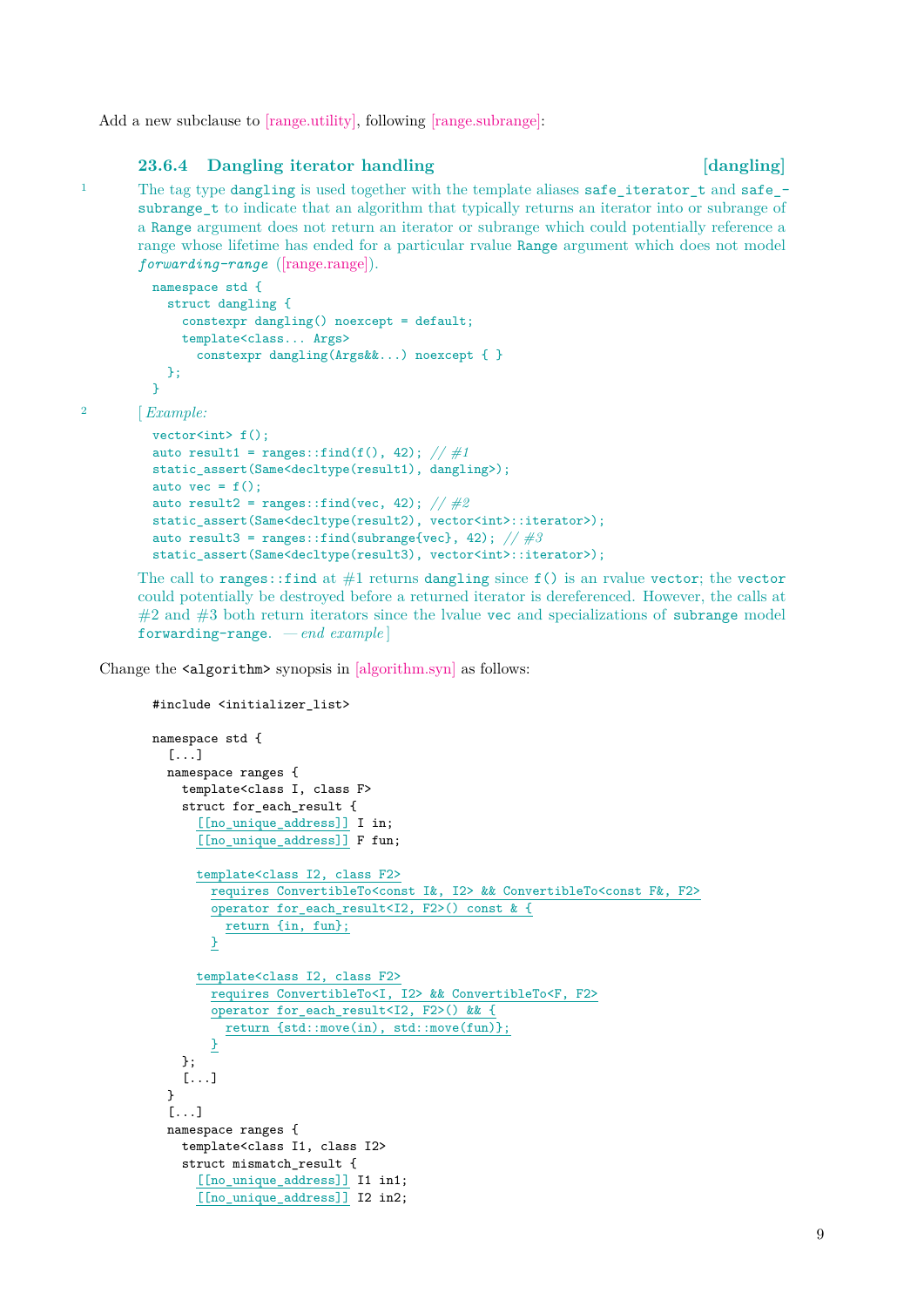Add a new subclause to [range.utility], following [range.subrange]:

### 23.6.4 Dangling iterator handling [dangling]

1 The tag type `dangling` is used together with the template aliases `safe_iterator_t` and `safe_subrange_t` to indicate that an algorithm that typically returns an iterator into or subrange of a `Range` argument does not return an iterator or subrange which could potentially reference a range whose lifetime has ended for a particular rvalue `Range` argument which does not model *`forwarding-range`* ([range.range]).

```
namespace std {
  struct dangling {
    constexpr dangling() noexcept = default;
    template<class... Args>
      constexpr dangling(Args&&...) noexcept { }
  };
}
```

2 [ *Example:*

```
vector<int> f();
auto result1 = ranges::find(f(), 42); // #1
static_assert(Same<decltype(result1), dangling>);
auto vec = f();
auto result2 = ranges::find(vec, 42); // #2
static_assert(Same<decltype(result2), vector<int>::iterator>);
auto result3 = ranges::find(subrange{vec}, 42); // #3
static_assert(Same<decltype(result3), vector<int>::iterator>);
```

The call to `ranges::find` at #1 returns `dangling` since `f()` is an rvalue `vector`; the `vector` could potentially be destroyed before a returned iterator is dereferenced. However, the calls at #2 and #3 both return iterators since the lvalue `vec` and specializations of `subrange` model `forwarding-range`. — *end example* ]

Change the `<algorithm>` synopsis in [algorithm.syn] as follows:

```
#include <initializer_list>

namespace std {
  [...]
  namespace ranges {
    template<class I, class F>
    struct for_each_result {
      [[no_unique_address]] I in;
      [[no_unique_address]] F fun;

      template<class I2, class F2>
        requires ConvertibleTo<const I&, I2> && ConvertibleTo<const F&, F2>
        operator for_each_result<I2, F2>() const & {
          return {in, fun};
        }

      template<class I2, class F2>
        requires ConvertibleTo<I, I2> && ConvertibleTo<F, F2>
        operator for_each_result<I2, F2>() && {
          return {std::move(in), std::move(fun)};
        }
    };
    [...]
  }
  [...]
  namespace ranges {
    template<class I1, class I2>
    struct mismatch_result {
      [[no_unique_address]] I1 in1;
      [[no_unique_address]] I2 in2;
```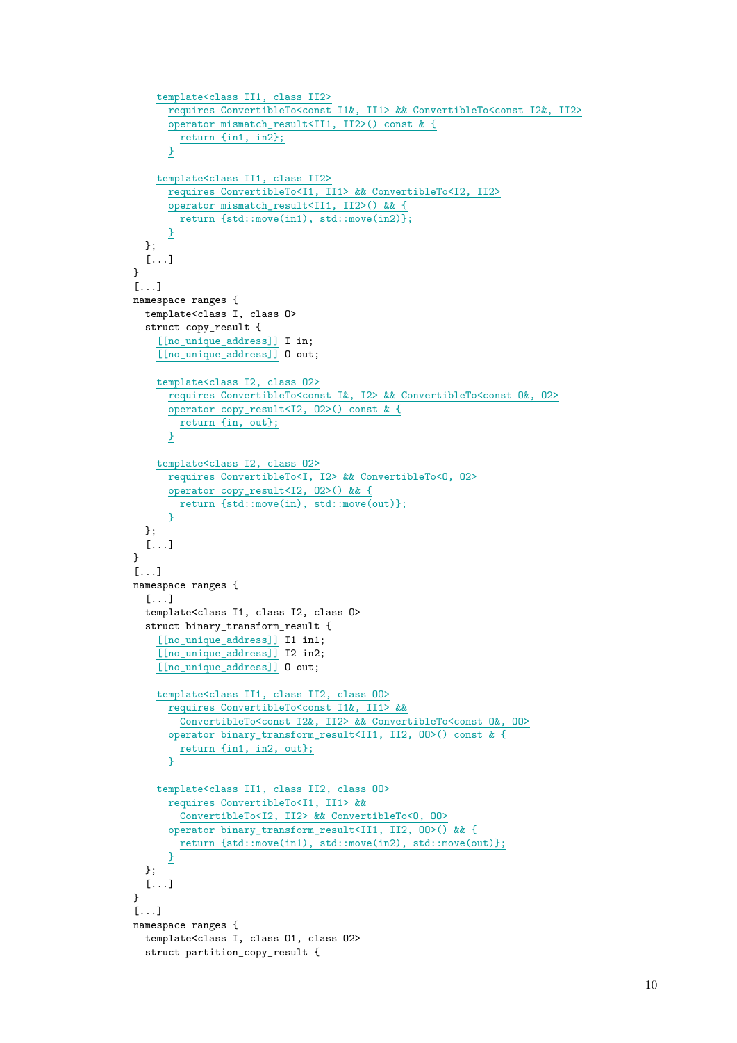```
    template<class II1, class II2>
      requires ConvertibleTo<const I1&, II1> && ConvertibleTo<const I2&, II2>
      operator mismatch_result<II1, II2>() const & {
        return {in1, in2};
      }

    template<class II1, class II2>
      requires ConvertibleTo<I1, II1> && ConvertibleTo<I2, II2>
      operator mismatch_result<II1, II2>() && {
        return {std::move(in1), std::move(in2)};
      }
  };
  [...]
}
[...]
namespace ranges {
  template<class I, class O>
  struct copy_result {
    [[no_unique_address]] I in;
    [[no_unique_address]] O out;

    template<class I2, class O2>
      requires ConvertibleTo<const I&, I2> && ConvertibleTo<const O&, O2>
      operator copy_result<I2, O2>() const & {
        return {in, out};
      }

    template<class I2, class O2>
      requires ConvertibleTo<I, I2> && ConvertibleTo<O, O2>
      operator copy_result<I2, O2>() && {
        return {std::move(in), std::move(out)};
      }
  };
  [...]
}
[...]
namespace ranges {
  [...]
  template<class I1, class I2, class O>
  struct binary_transform_result {
    [[no_unique_address]] I1 in1;
    [[no_unique_address]] I2 in2;
    [[no_unique_address]] O out;

    template<class II1, class II2, class OO>
      requires ConvertibleTo<const I1&, II1> &&
        ConvertibleTo<const I2&, II2> && ConvertibleTo<const O&, OO>
      operator binary_transform_result<II1, II2, OO>() const & {
        return {in1, in2, out};
      }

    template<class II1, class II2, class OO>
      requires ConvertibleTo<I1, II1> &&
        ConvertibleTo<I2, II2> && ConvertibleTo<O, OO>
      operator binary_transform_result<II1, II2, OO>() && {
        return {std::move(in1), std::move(in2), std::move(out)};
      }
  };
  [...]
}
[...]
namespace ranges {
  template<class I, class O1, class O2>
  struct partition_copy_result {
```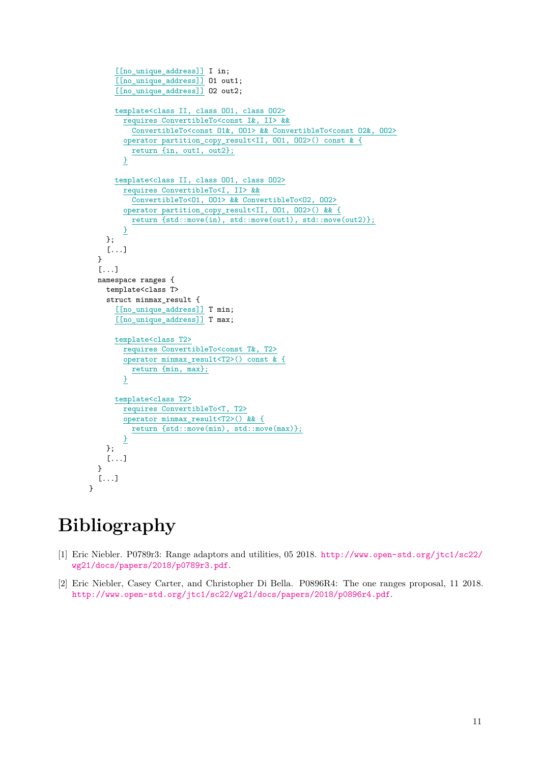```
      [[no_unique_address]] I in;
      [[no_unique_address]] O1 out1;
      [[no_unique_address]] O2 out2;

      template<class II, class OO1, class OO2>
        requires ConvertibleTo<const I&, II> &&
          ConvertibleTo<const O1&, OO1> && ConvertibleTo<const O2&, OO2>
        operator partition_copy_result<II, OO1, OO2>() const & {
          return {in, out1, out2};
        }

      template<class II, class OO1, class OO2>
        requires ConvertibleTo<I, II> &&
          ConvertibleTo<O1, OO1> && ConvertibleTo<O2, OO2>
        operator partition_copy_result<II, OO1, OO2>() && {
          return {std::move(in), std::move(out1), std::move(out2)};
        }
    };
    [...]
  }
  [...]
  namespace ranges {
    template<class T>
    struct minmax_result {
      [[no_unique_address]] T min;
      [[no_unique_address]] T max;

      template<class T2>
        requires ConvertibleTo<const T&, T2>
        operator minmax_result<T2>() const & {
          return {min, max};
        }

      template<class T2>
        requires ConvertibleTo<T, T2>
        operator minmax_result<T2>() && {
          return {std::move(min), std::move(max)};
        }
    };
    [...]
  }
  [...]
}
```

# Bibliography

[1] Eric Niebler. P0789r3: Range adaptors and utilities, 05 2018. http://www.open-std.org/jtc1/sc22/wg21/docs/papers/2018/p0789r3.pdf.

[2] Eric Niebler, Casey Carter, and Christopher Di Bella. P0896R4: The one ranges proposal, 11 2018. http://www.open-std.org/jtc1/sc22/wg21/docs/papers/2018/p0896r4.pdf.